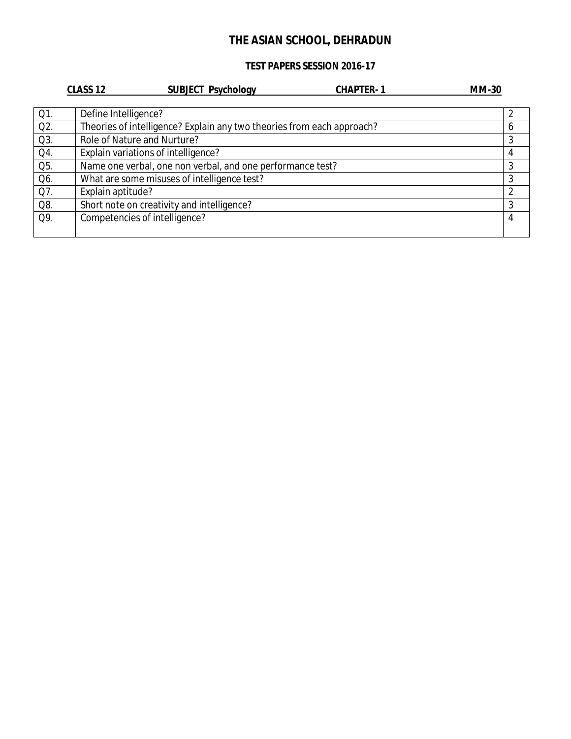# THE ASIAN SCHOOL, DEHRADUN

## TEST PAPERS SESSION 2016-17

**CLASS 12** **SUBJECT Psychology** **CHAPTER- 1** **MM-30**

| | | |
|---|---|---|
| Q1. | Define Intelligence? | 2 |
| Q2. | Theories of intelligence? Explain any two theories from each approach? | 6 |
| Q3. | Role of Nature and Nurture? | 3 |
| Q4. | Explain variations of intelligence? | 4 |
| Q5. | Name one verbal, one non verbal, and one performance test? | 3 |
| Q6. | What are some misuses of intelligence test? | 3 |
| Q7. | Explain aptitude? | 2 |
| Q8. | Short note on creativity and intelligence? | 3 |
| Q9. | Competencies of intelligence? | 4 |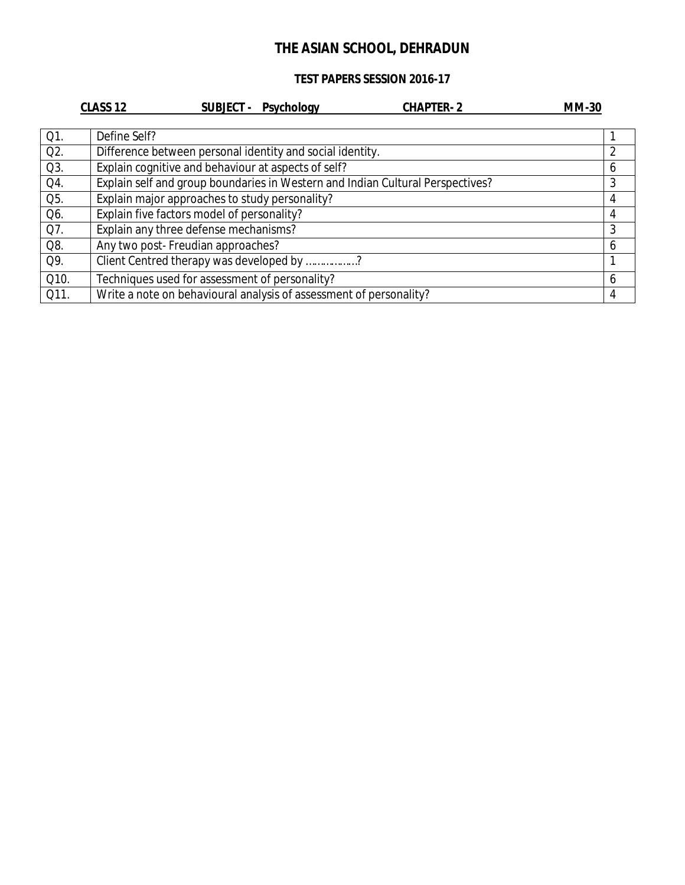# THE ASIAN SCHOOL, DEHRADUN

## TEST PAPERS SESSION 2016-17

**CLASS 12** **SUBJECT - Psychology** **CHAPTER- 2** **MM-30**

| | | |
|---|---|---|
| Q1. | Define Self? | 1 |
| Q2. | Difference between personal identity and social identity. | 2 |
| Q3. | Explain cognitive and behaviour at aspects of self? | 6 |
| Q4. | Explain self and group boundaries in Western and Indian Cultural Perspectives? | 3 |
| Q5. | Explain major approaches to study personality? | 4 |
| Q6. | Explain five factors model of personality? | 4 |
| Q7. | Explain any three defense mechanisms? | 3 |
| Q8. | Any two post- Freudian approaches? | 6 |
| Q9. | Client Centred therapy was developed by ………………? | 1 |
| Q10. | Techniques used for assessment of personality? | 6 |
| Q11. | Write a note on behavioural analysis of assessment of personality? | 4 |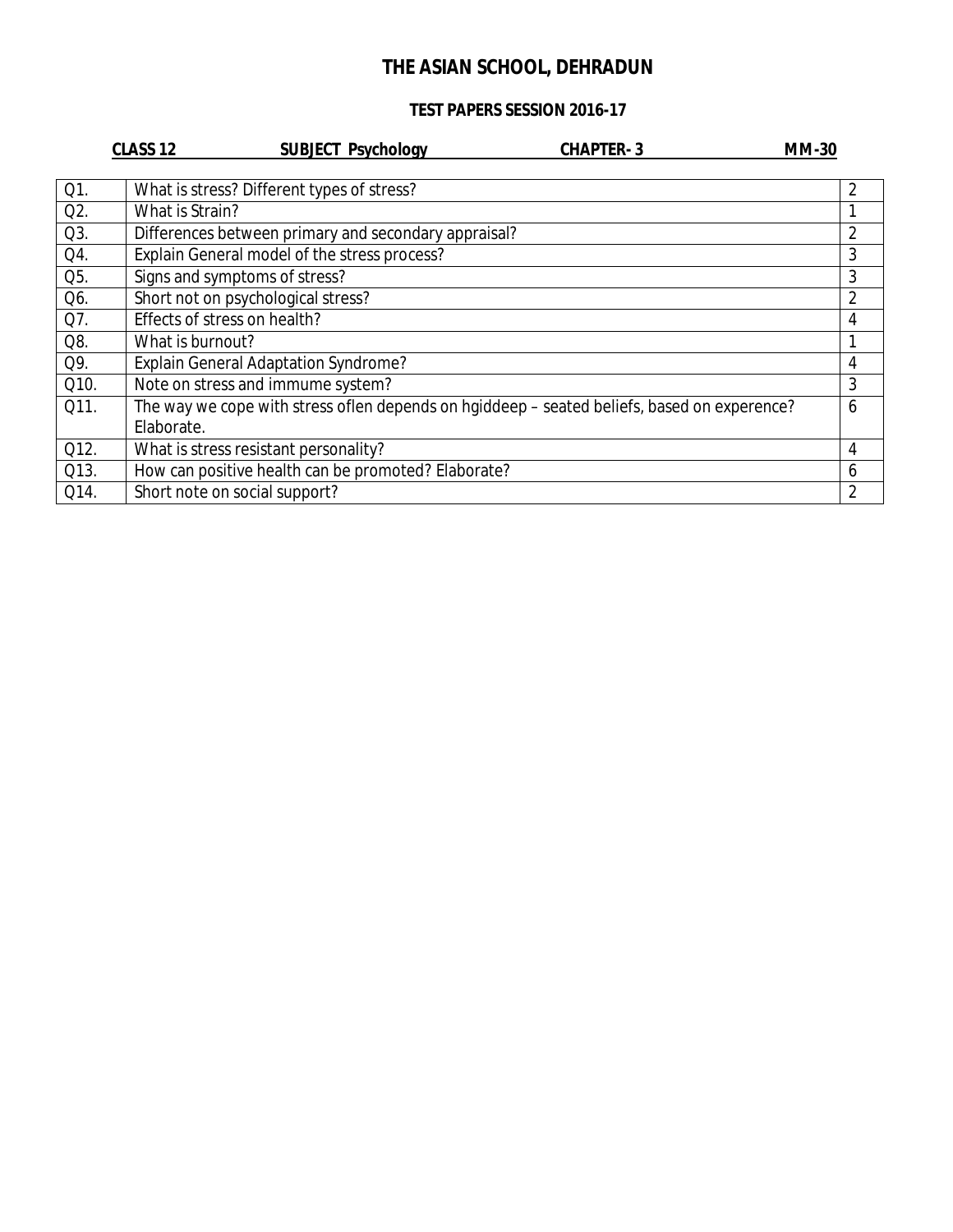# THE ASIAN SCHOOL, DEHRADUN

## TEST PAPERS SESSION 2016-17

**CLASS 12** **SUBJECT Psychology** **CHAPTER- 3** **MM-30**

| | | |
|---|---|---|
| Q1. | What is stress? Different types of stress? | 2 |
| Q2. | What is Strain? | 1 |
| Q3. | Differences between primary and secondary appraisal? | 2 |
| Q4. | Explain General model of the stress process? | 3 |
| Q5. | Signs and symptoms of stress? | 3 |
| Q6. | Short not on psychological stress? | 2 |
| Q7. | Effects of stress on health? | 4 |
| Q8. | What is burnout? | 1 |
| Q9. | Explain General Adaptation Syndrome? | 4 |
| Q10. | Note on stress and immume system? | 3 |
| Q11. | The way we cope with stress oflen depends on hgiddeep – seated beliefs, based on experence? Elaborate. | 6 |
| Q12. | What is stress resistant personality? | 4 |
| Q13. | How can positive health can be promoted? Elaborate? | 6 |
| Q14. | Short note on social support? | 2 |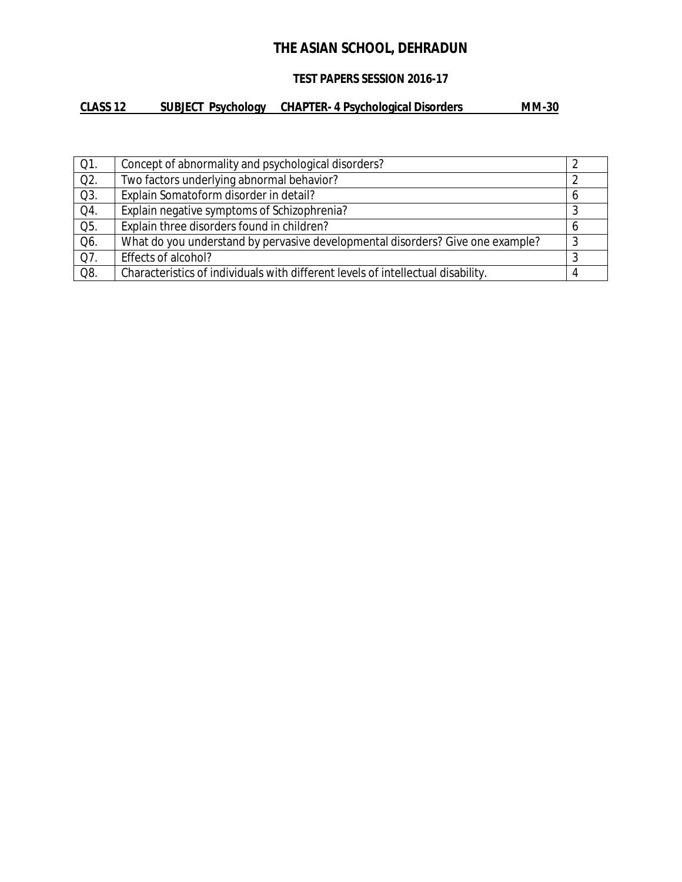# THE ASIAN SCHOOL, DEHRADUN

## TEST PAPERS SESSION 2016-17

**CLASS 12 SUBJECT Psychology CHAPTER- 4 Psychological Disorders MM-30**

| | | |
|---|---|---|
| Q1. | Concept of abnormality and psychological disorders? | 2 |
| Q2. | Two factors underlying abnormal behavior? | 2 |
| Q3. | Explain Somatoform disorder in detail? | 6 |
| Q4. | Explain negative symptoms of Schizophrenia? | 3 |
| Q5. | Explain three disorders found in children? | 6 |
| Q6. | What do you understand by pervasive developmental disorders? Give one example? | 3 |
| Q7. | Effects of alcohol? | 3 |
| Q8. | Characteristics of individuals with different levels of intellectual disability. | 4 |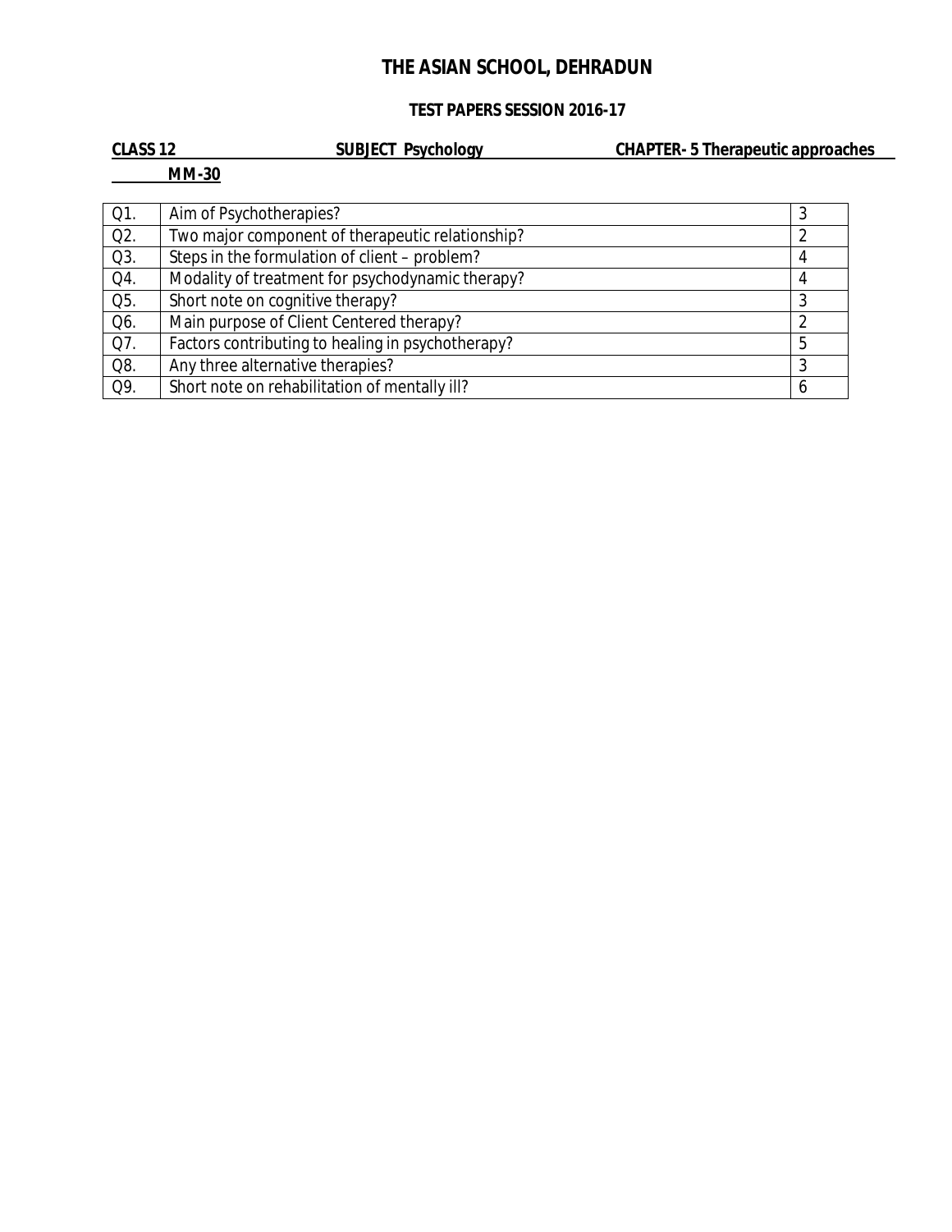# THE ASIAN SCHOOL, DEHRADUN

## TEST PAPERS SESSION 2016-17

**CLASS 12** **SUBJECT Psychology** **CHAPTER- 5 Therapeutic approaches**

**MM-30**

| | | |
|---|---|---|
| Q1. | Aim of Psychotherapies? | 3 |
| Q2. | Two major component of therapeutic relationship? | 2 |
| Q3. | Steps in the formulation of client – problem? | 4 |
| Q4. | Modality of treatment for psychodynamic therapy? | 4 |
| Q5. | Short note on cognitive therapy? | 3 |
| Q6. | Main purpose of Client Centered therapy? | 2 |
| Q7. | Factors contributing to healing in psychotherapy? | 5 |
| Q8. | Any three alternative therapies? | 3 |
| Q9. | Short note on rehabilitation of mentally ill? | 6 |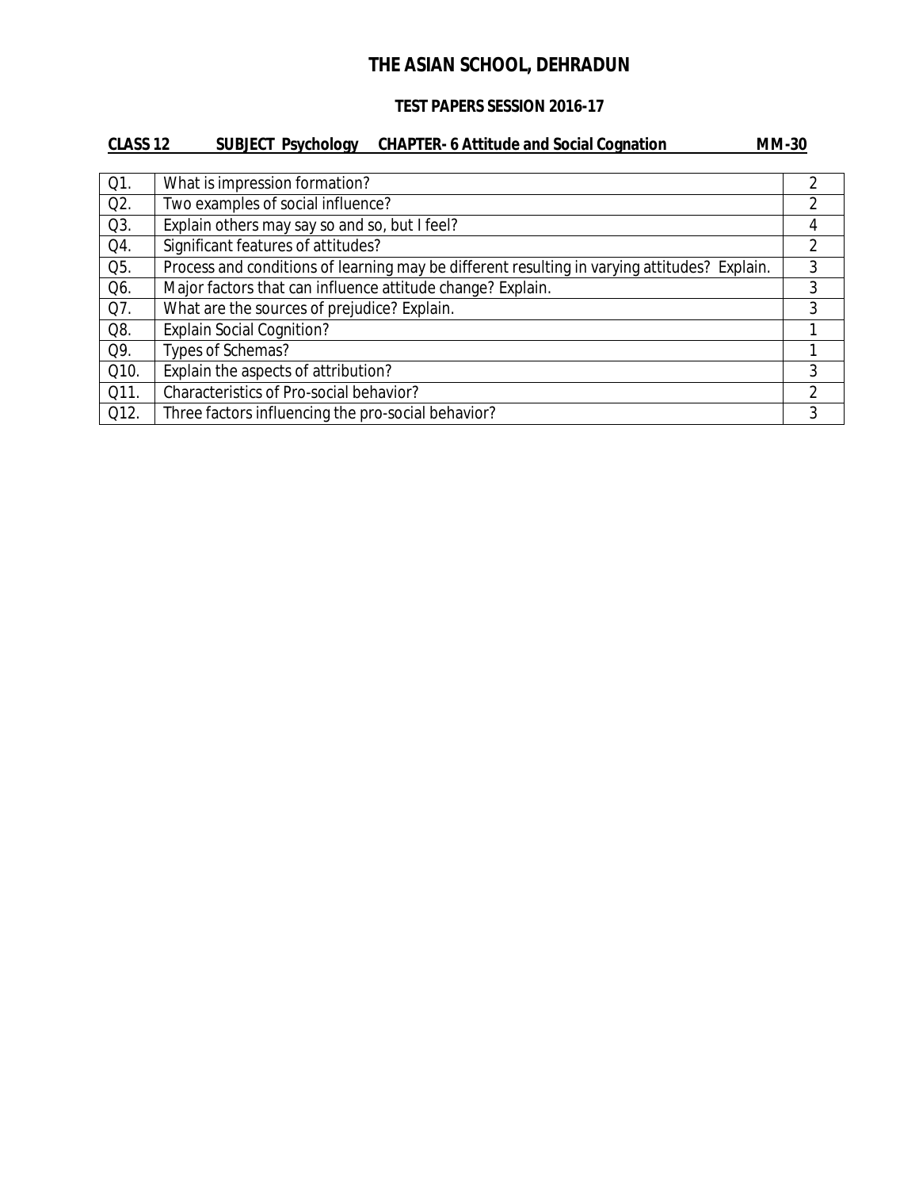# THE ASIAN SCHOOL, DEHRADUN

## TEST PAPERS SESSION 2016-17

**CLASS 12 SUBJECT Psychology CHAPTER- 6 Attitude and Social Cognation MM-30**

| | | |
|---|---|---|
| Q1. | What is impression formation? | 2 |
| Q2. | Two examples of social influence? | 2 |
| Q3. | Explain others may say so and so, but I feel? | 4 |
| Q4. | Significant features of attitudes? | 2 |
| Q5. | Process and conditions of learning may be different resulting in varying attitudes? Explain. | 3 |
| Q6. | Major factors that can influence attitude change? Explain. | 3 |
| Q7. | What are the sources of prejudice? Explain. | 3 |
| Q8. | Explain Social Cognition? | 1 |
| Q9. | Types of Schemas? | 1 |
| Q10. | Explain the aspects of attribution? | 3 |
| Q11. | Characteristics of Pro-social behavior? | 2 |
| Q12. | Three factors influencing the pro-social behavior? | 3 |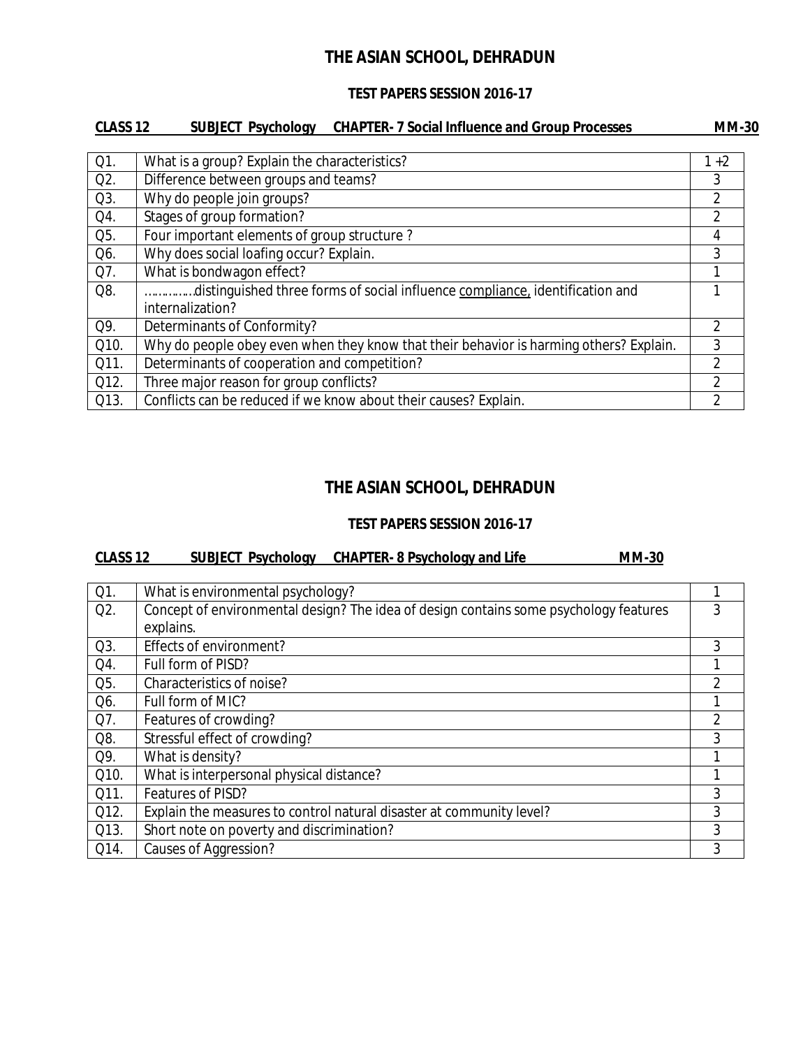# THE ASIAN SCHOOL, DEHRADUN

### TEST PAPERS SESSION 2016-17

**CLASS 12 SUBJECT Psychology CHAPTER- 7 Social Influence and Group Processes MM-30**

| | | |
|---|---|---|
| Q1. | What is a group? Explain the characteristics? | 1 +2 |
| Q2. | Difference between groups and teams? | 3 |
| Q3. | Why do people join groups? | 2 |
| Q4. | Stages of group formation? | 2 |
| Q5. | Four important elements of group structure ? | 4 |
| Q6. | Why does social loafing occur? Explain. | 3 |
| Q7. | What is bondwagon effect? | 1 |
| Q8. | …………..distinguished three forms of social influence compliance, identification and internalization? | 1 |
| Q9. | Determinants of Conformity? | 2 |
| Q10. | Why do people obey even when they know that their behavior is harming others? Explain. | 3 |
| Q11. | Determinants of cooperation and competition? | 2 |
| Q12. | Three major reason for group conflicts? | 2 |
| Q13. | Conflicts can be reduced if we know about their causes? Explain. | 2 |

# THE ASIAN SCHOOL, DEHRADUN

### TEST PAPERS SESSION 2016-17

**CLASS 12 SUBJECT Psychology CHAPTER- 8 Psychology and Life MM-30**

| | | |
|---|---|---|
| Q1. | What is environmental psychology? | 1 |
| Q2. | Concept of environmental design? The idea of design contains some psychology features explains. | 3 |
| Q3. | Effects of environment? | 3 |
| Q4. | Full form of PISD? | 1 |
| Q5. | Characteristics of noise? | 2 |
| Q6. | Full form of MIC? | 1 |
| Q7. | Features of crowding? | 2 |
| Q8. | Stressful effect of crowding? | 3 |
| Q9. | What is density? | 1 |
| Q10. | What is interpersonal physical distance? | 1 |
| Q11. | Features of PISD? | 3 |
| Q12. | Explain the measures to control natural disaster at community level? | 3 |
| Q13. | Short note on poverty and discrimination? | 3 |
| Q14. | Causes of Aggression? | 3 |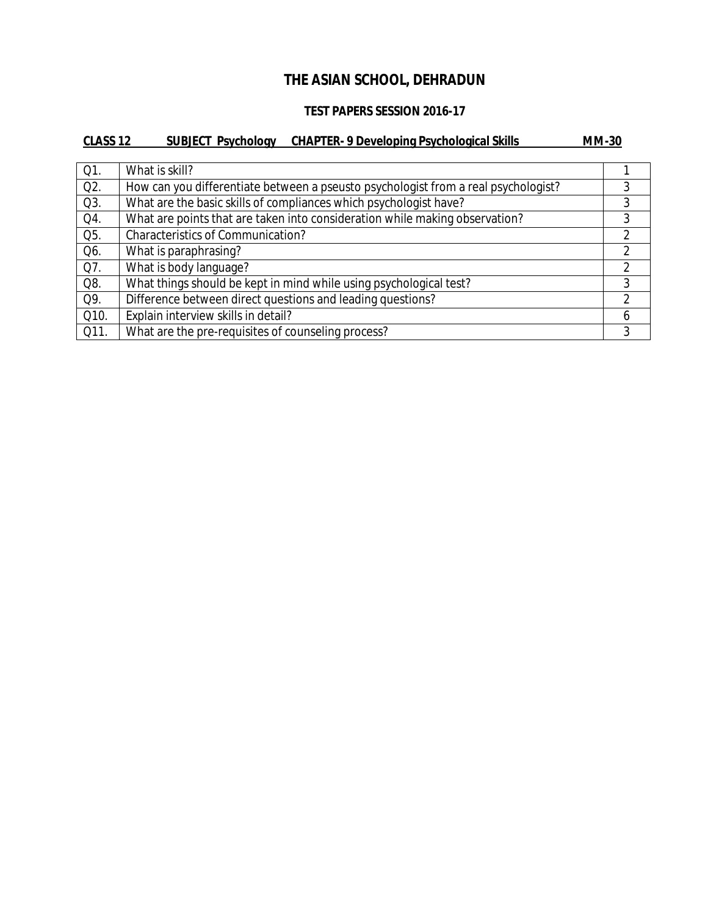# THE ASIAN SCHOOL, DEHRADUN

## TEST PAPERS SESSION 2016-17

**CLASS 12 SUBJECT Psychology CHAPTER- 9 Developing Psychological Skills MM-30**

| | | |
|---|---|---|
| Q1. | What is skill? | 1 |
| Q2. | How can you differentiate between a pseusto psychologist from a real psychologist? | 3 |
| Q3. | What are the basic skills of compliances which psychologist have? | 3 |
| Q4. | What are points that are taken into consideration while making observation? | 3 |
| Q5. | Characteristics of Communication? | 2 |
| Q6. | What is paraphrasing? | 2 |
| Q7. | What is body language? | 2 |
| Q8. | What things should be kept in mind while using psychological test? | 3 |
| Q9. | Difference between direct questions and leading questions? | 2 |
| Q10. | Explain interview skills in detail? | 6 |
| Q11. | What are the pre-requisites of counseling process? | 3 |